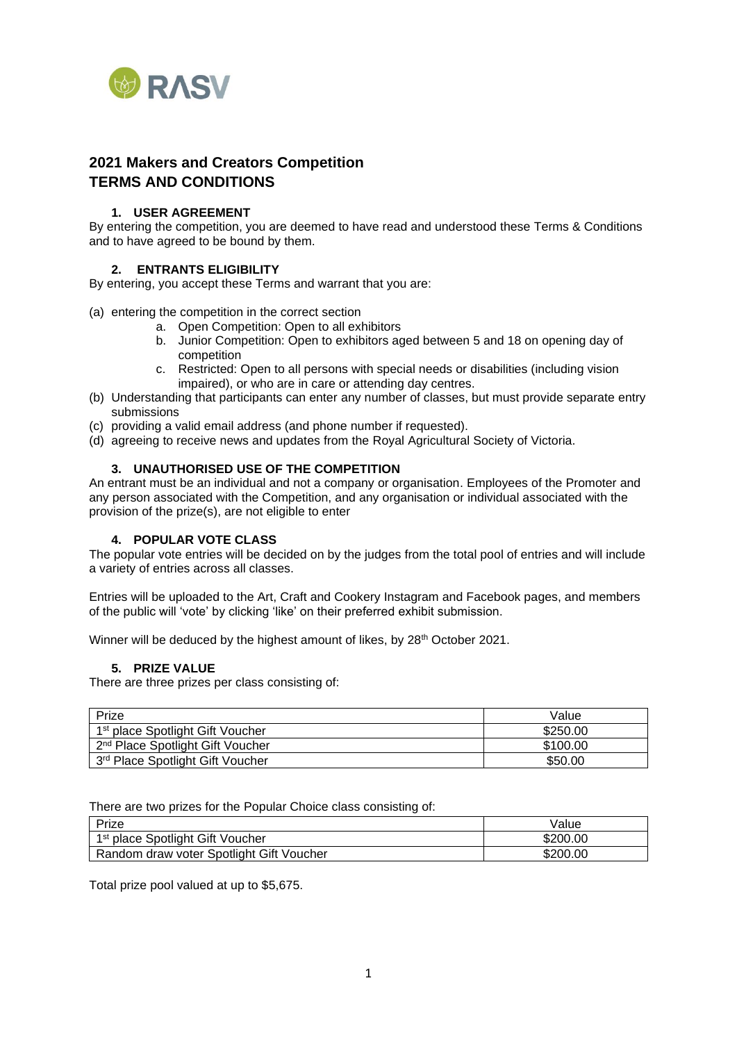RASV

# 2021 Makers and Creators Competition
# TERMS AND CONDITIONS

### 1. USER AGREEMENT

By entering the competition, you are deemed to have read and understood these Terms & Conditions and to have agreed to be bound by them.

### 2. ENTRANTS ELIGIBILITY

By entering, you accept these Terms and warrant that you are:

(a) entering the competition in the correct section
  a. Open Competition: Open to all exhibitors
  b. Junior Competition: Open to exhibitors aged between 5 and 18 on opening day of competition
  c. Restricted: Open to all persons with special needs or disabilities (including vision impaired), or who are in care or attending day centres.

(b) Understanding that participants can enter any number of classes, but must provide separate entry submissions

(c) providing a valid email address (and phone number if requested).

(d) agreeing to receive news and updates from the Royal Agricultural Society of Victoria.

### 3. UNAUTHORISED USE OF THE COMPETITION

An entrant must be an individual and not a company or organisation. Employees of the Promoter and any person associated with the Competition, and any organisation or individual associated with the provision of the prize(s), are not eligible to enter

### 4. POPULAR VOTE CLASS

The popular vote entries will be decided on by the judges from the total pool of entries and will include a variety of entries across all classes.

Entries will be uploaded to the Art, Craft and Cookery Instagram and Facebook pages, and members of the public will 'vote' by clicking 'like' on their preferred exhibit submission.

Winner will be deduced by the highest amount of likes, by 28th October 2021.

### 5. PRIZE VALUE

There are three prizes per class consisting of:

| Prize | Value |
| --- | --- |
| 1st place Spotlight Gift Voucher | $250.00 |
| 2nd Place Spotlight Gift Voucher | $100.00 |
| 3rd Place Spotlight Gift Voucher | $50.00 |

There are two prizes for the Popular Choice class consisting of:

| Prize | Value |
| --- | --- |
| 1st place Spotlight Voucher | $200.00 |
| Random draw voter Spotlight Gift Voucher | $200.00 |

Total prize pool valued at up to $5,675.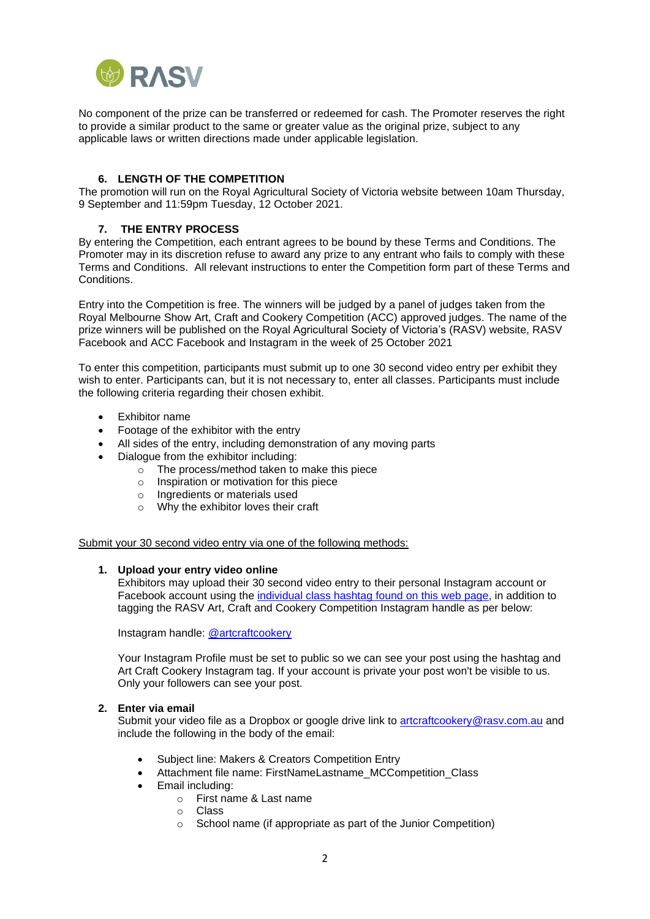No component of the prize can be transferred or redeemed for cash. The Promoter reserves the right to provide a similar product to the same or greater value as the original prize, subject to any applicable laws or written directions made under applicable legislation.

## 6. LENGTH OF THE COMPETITION

The promotion will run on the Royal Agricultural Society of Victoria website between 10am Thursday, 9 September and 11:59pm Tuesday, 12 October 2021.

## 7. THE ENTRY PROCESS

By entering the Competition, each entrant agrees to be bound by these Terms and Conditions. The Promoter may in its discretion refuse to award any prize to any entrant who fails to comply with these Terms and Conditions. All relevant instructions to enter the Competition form part of these Terms and Conditions.

Entry into the Competition is free. The winners will be judged by a panel of judges taken from the Royal Melbourne Show Art, Craft and Cookery Competition (ACC) approved judges. The name of the prize winners will be published on the Royal Agricultural Society of Victoria's (RASV) website, RASV Facebook and ACC Facebook and Instagram in the week of 25 October 2021

To enter this competition, participants must submit up to one 30 second video entry per exhibit they wish to enter. Participants can, but it is not necessary to, enter all classes. Participants must include the following criteria regarding their chosen exhibit.

- Exhibitor name
- Footage of the exhibitor with the entry
- All sides of the entry, including demonstration of any moving parts
- Dialogue from the exhibitor including:
  - The process/method taken to make this piece
  - Inspiration or motivation for this piece
  - Ingredients or materials used
  - Why the exhibitor loves their craft

Submit your 30 second video entry via one of the following methods:

1. **Upload your entry video online**
   Exhibitors may upload their 30 second video entry to their personal Instagram account or Facebook account using the individual class hashtag found on this web page, in addition to tagging the RASV Art, Craft and Cookery Competition Instagram handle as per below:

   Instagram handle: @artcraftcookery

   Your Instagram Profile must be set to public so we can see your post using the hashtag and Art Craft Cookery Instagram tag. If your account is private your post won't be visible to us. Only your followers can see your post.

2. **Enter via email**
   Submit your video file as a Dropbox or google drive link to artcraftcookery@rasv.com.au and include the following in the body of the email:

   - Subject line: Makers & Creators Competition Entry
   - Attachment file name: FirstNameLastname_MCCompetition_Class
   - Email including:
     - First name & Last name
     - Class
     - School name (if appropriate as part of the Junior Competition)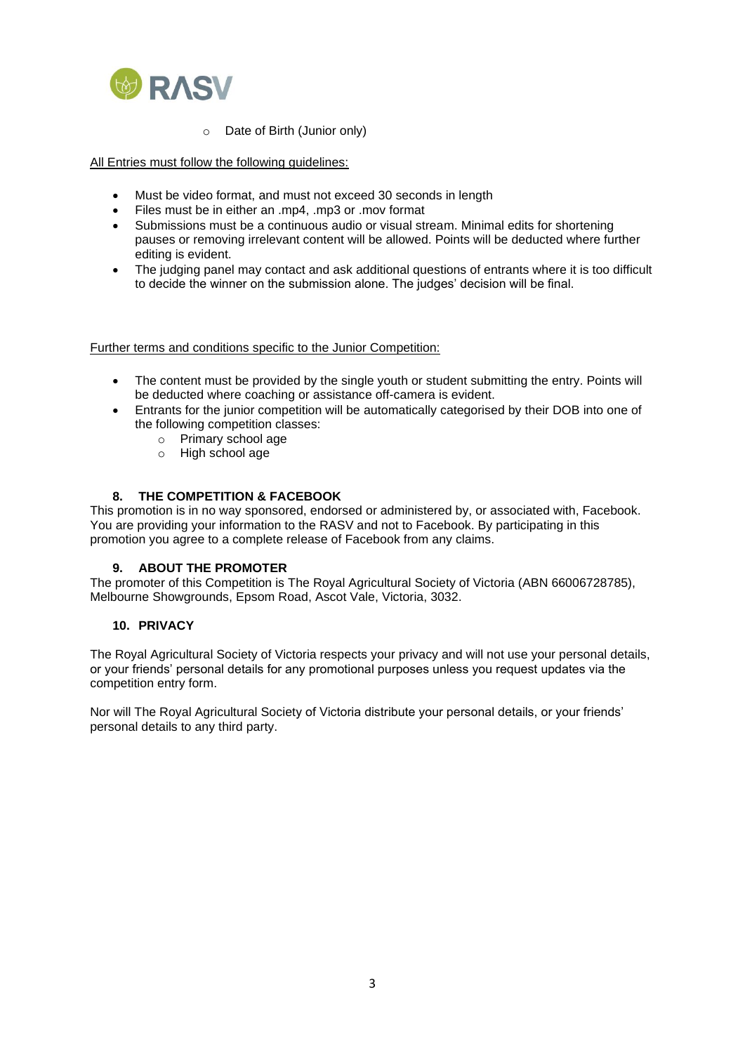- Date of Birth (Junior only)

<u>All Entries must follow the following guidelines:</u>

- Must be video format, and must not exceed 30 seconds in length
- Files must be in either an .mp4, .mp3 or .mov format
- Submissions must be a continuous audio or visual stream. Minimal edits for shortening pauses or removing irrelevant content will be allowed. Points will be deducted where further editing is evident.
- The judging panel may contact and ask additional questions of entrants where it is too difficult to decide the winner on the submission alone. The judges' decision will be final.

<u>Further terms and conditions specific to the Junior Competition:</u>

- The content must be provided by the single youth or student submitting the entry. Points will be deducted where coaching or assistance off-camera is evident.
- Entrants for the junior competition will be automatically categorised by their DOB into one of the following competition classes:
  - Primary school age
  - High school age

### 8. THE COMPETITION & FACEBOOK

This promotion is in no way sponsored, endorsed or administered by, or associated with, Facebook. You are providing your information to the RASV and not to Facebook. By participating in this promotion you agree to a complete release of Facebook from any claims.

### 9. ABOUT THE PROMOTER

The promoter of this Competition is The Royal Agricultural Society of Victoria (ABN 66006728785), Melbourne Showgrounds, Epsom Road, Ascot Vale, Victoria, 3032.

### 10. PRIVACY

The Royal Agricultural Society of Victoria respects your privacy and will not use your personal details, or your friends' personal details for any promotional purposes unless you request updates via the competition entry form.

Nor will The Royal Agricultural Society of Victoria distribute your personal details, or your friends' personal details to any third party.